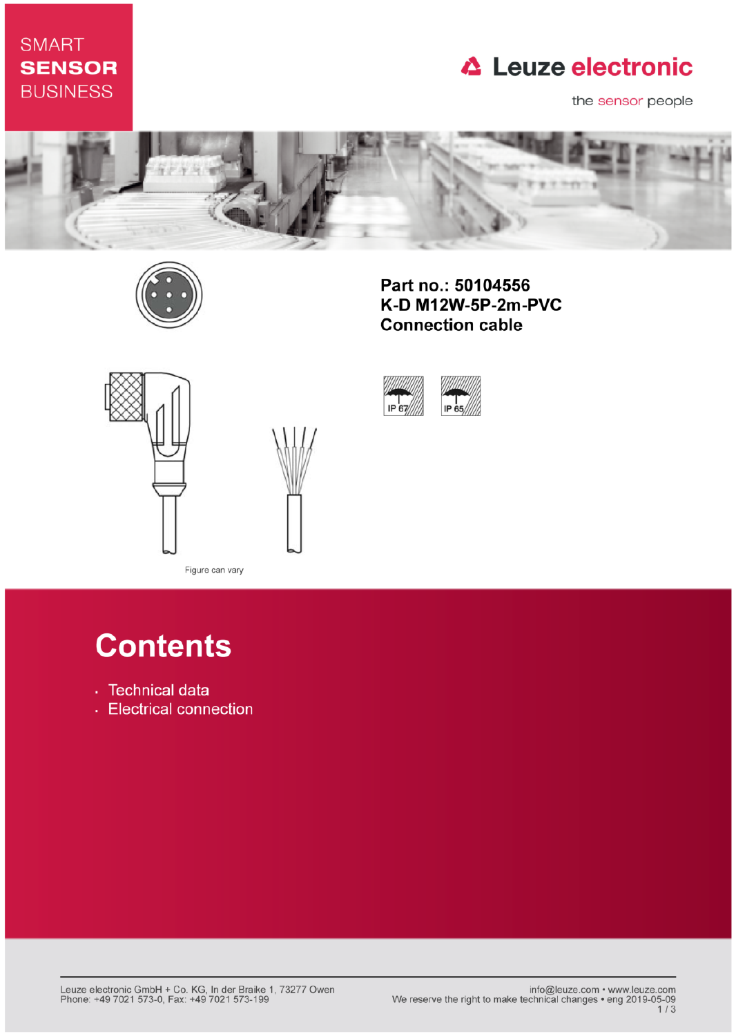SMART **SENSOR** BUSINESS

Leuze electronic

the sensor people

**Part no.: 50104556**
**K-D M12W-5P-2m-PVC**
**Connection cable**

IP 67 IP 65

Figure can vary

# Contents

- Technical data
- Electrical connection

Leuze electronic GmbH + Co. KG, In der Braike 1, 73277 Owen
Phone: +49 7021 573-0, Fax: +49 7021 573-199

info@leuze.com • www.leuze.com
We reserve the right to make technical changes • eng 2019-05-09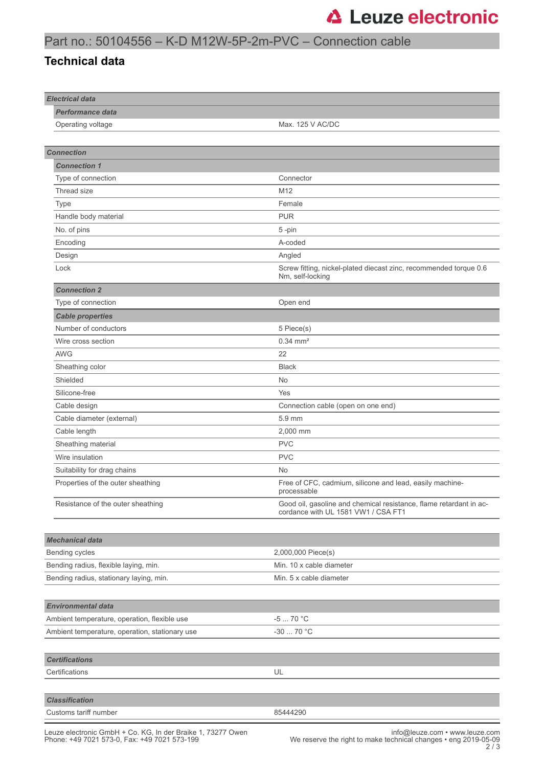# Part no.: 50104556 – K-D M12W-5P-2m-PVC – Connection cable

## Technical data

| *Electrical data* | |
|---|---|
| ***Performance data*** | |
| Operating voltage | Max. 125 V AC/DC |

| *Connection* | |
|---|---|
| ***Connection 1*** | |
| Type of connection | Connector |
| Thread size | M12 |
| Type | Female |
| Handle body material | PUR |
| No. of pins | 5 -pin |
| Encoding | A-coded |
| Design | Angled |
| Lock | Screw fitting, nickel-plated diecast zinc, recommended torque 0.6 Nm, self-locking |
| ***Connection 2*** | |
| Type of connection | Open end |
| ***Cable properties*** | |
| Number of conductors | 5 Piece(s) |
| Wire cross section | 0.34 mm² |
| AWG | 22 |
| Sheathing color | Black |
| Shielded | No |
| Silicone-free | Yes |
| Cable design | Connection cable (open on one end) |
| Cable diameter (external) | 5.9 mm |
| Cable length | 2,000 mm |
| Sheathing material | PVC |
| Wire insulation | PVC |
| Suitability for drag chains | No |
| Properties of the outer sheathing | Free of CFC, cadmium, silicone and lead, easily machine-processable |
| Resistance of the outer sheathing | Good oil, gasoline and chemical resistance, flame retardant in accordance with UL 1581 VW1 / CSA FT1 |

| *Mechanical data* | |
|---|---|
| Bending cycles | 2,000,000 Piece(s) |
| Bending radius, flexible laying, min. | Min. 10 x cable diameter |
| Bending radius, stationary laying, min. | Min. 5 x cable diameter |

| *Environmental data* | |
|---|---|
| Ambient temperature, operation, flexible use | -5 ... 70 °C |
| Ambient temperature, operation, stationary use | -30 ... 70 °C |

| *Certifications* | |
|---|---|
| Certifications | UL |

| *Classification* | |
|---|---|
| Customs tariff number | 85444290 |

Leuze electronic GmbH + Co. KG, In der Braike 1, 73277 Owen
Phone: +49 7021 573-0, Fax: +49 7021 573-199

info@leuze.com • www.leuze.com
We reserve the right to make technical changes • eng 2019-05-09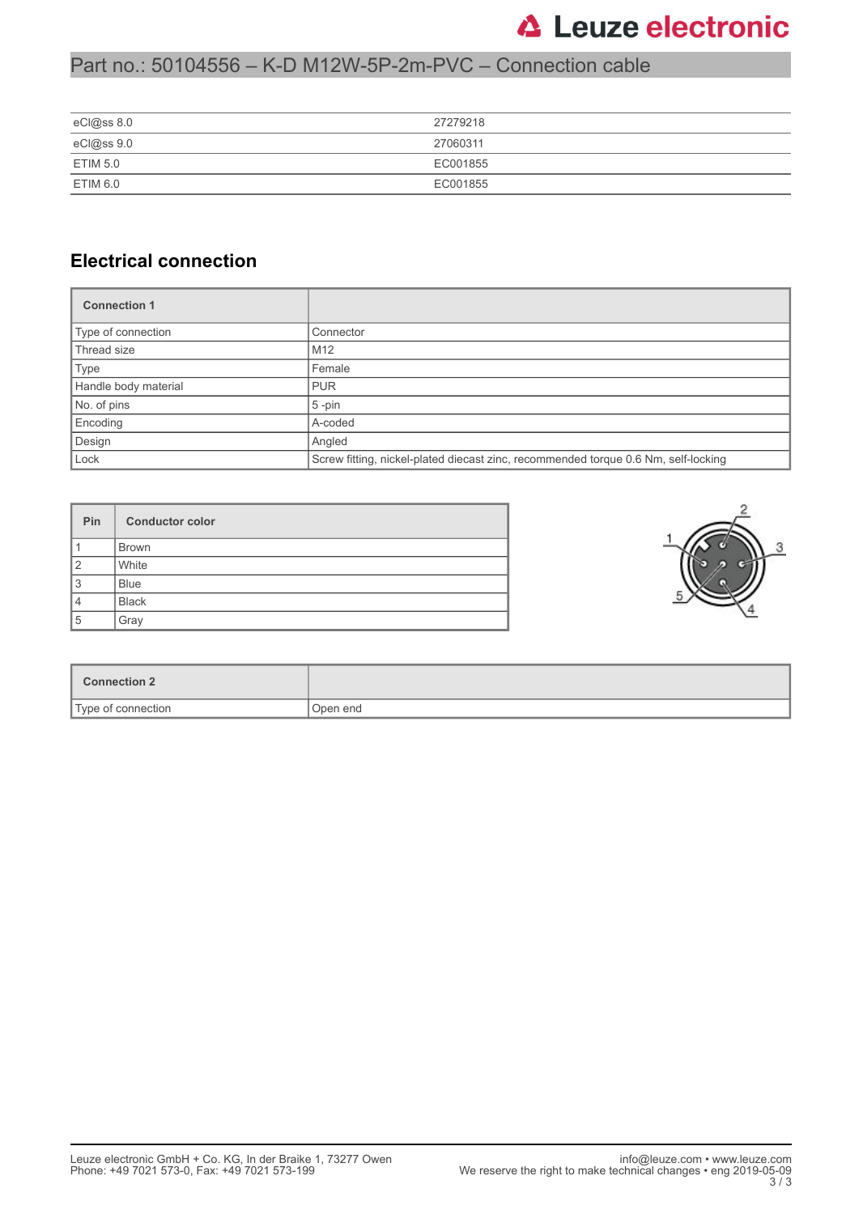# Part no.: 50104556 – K-D M12W-5P-2m-PVC – Connection cable

| | |
|---|---|
| eCl@ss 8.0 | 27279218 |
| eCl@ss 9.0 | 27060311 |
| ETIM 5.0 | EC001855 |
| ETIM 6.0 | EC001855 |

## Electrical connection

| Connection 1 | |
|---|---|
| Type of connection | Connector |
| Thread size | M12 |
| Type | Female |
| Handle body material | PUR |
| No. of pins | 5 -pin |
| Encoding | A-coded |
| Design | Angled |
| Lock | Screw fitting, nickel-plated diecast zinc, recommended torque 0.6 Nm, self-locking |

| Pin | Conductor color |
|---|---|
| 1 | Brown |
| 2 | White |
| 3 | Blue |
| 4 | Black |
| 5 | Gray |

1
2
3
4
5

| Connection 2 | |
|---|---|
| Type of connection | Open end |

Leuze electronic GmbH + Co. KG, In der Braike 1, 73277 Owen
Phone: +49 7021 573-0, Fax: +49 7021 573-199

info@leuze.com • www.leuze.com
We reserve the right to make technical changes • eng 2019-05-09